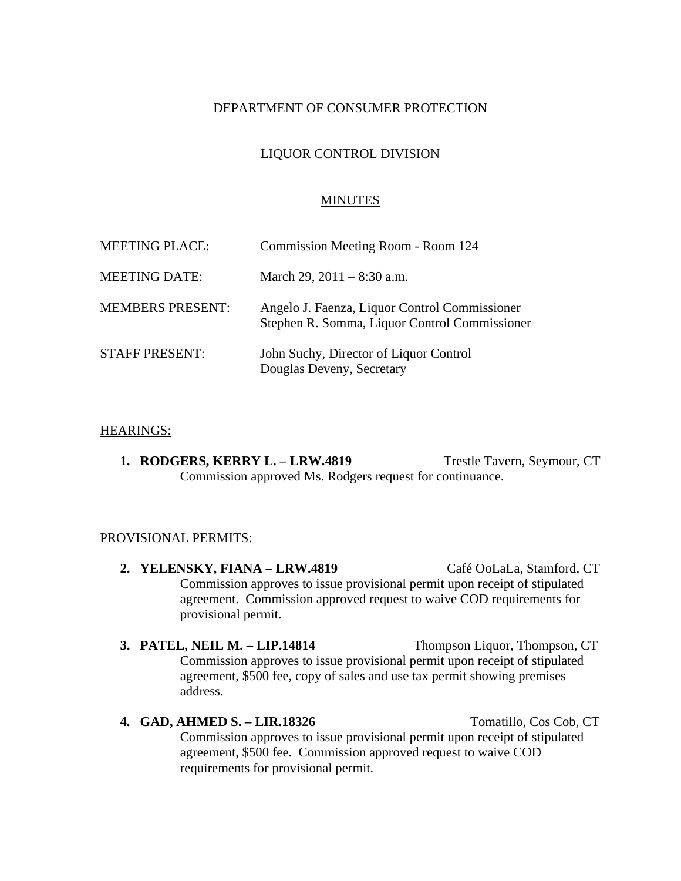DEPARTMENT OF CONSUMER PROTECTION

LIQUOR CONTROL DIVISION

MINUTES

MEETING PLACE: Commission Meeting Room - Room 124

MEETING DATE: March 29, 2011 – 8:30 a.m.

MEMBERS PRESENT: Angelo J. Faenza, Liquor Control Commissioner
Stephen R. Somma, Liquor Control Commissioner

STAFF PRESENT: John Suchy, Director of Liquor Control
Douglas Deveny, Secretary

HEARINGS:

1. **RODGERS, KERRY L. – LRW.4819** Trestle Tavern, Seymour, CT
   Commission approved Ms. Rodgers request for continuance.

PROVISIONAL PERMITS:

2. **YELENSKY, FIANA – LRW.4819** Café OoLaLa, Stamford, CT
   Commission approves to issue provisional permit upon receipt of stipulated agreement. Commission approved request to waive COD requirements for provisional permit.

3. **PATEL, NEIL M. – LIP.14814** Thompson Liquor, Thompson, CT
   Commission approves to issue provisional permit upon receipt of stipulated agreement, $500 fee, copy of sales and use tax permit showing premises address.

4. **GAD, AHMED S. – LIR.18326** Tomatillo, Cos Cob, CT
   Commission approves to issue provisional permit upon receipt of stipulated agreement, $500 fee. Commission approved request to waive COD requirements for provisional permit.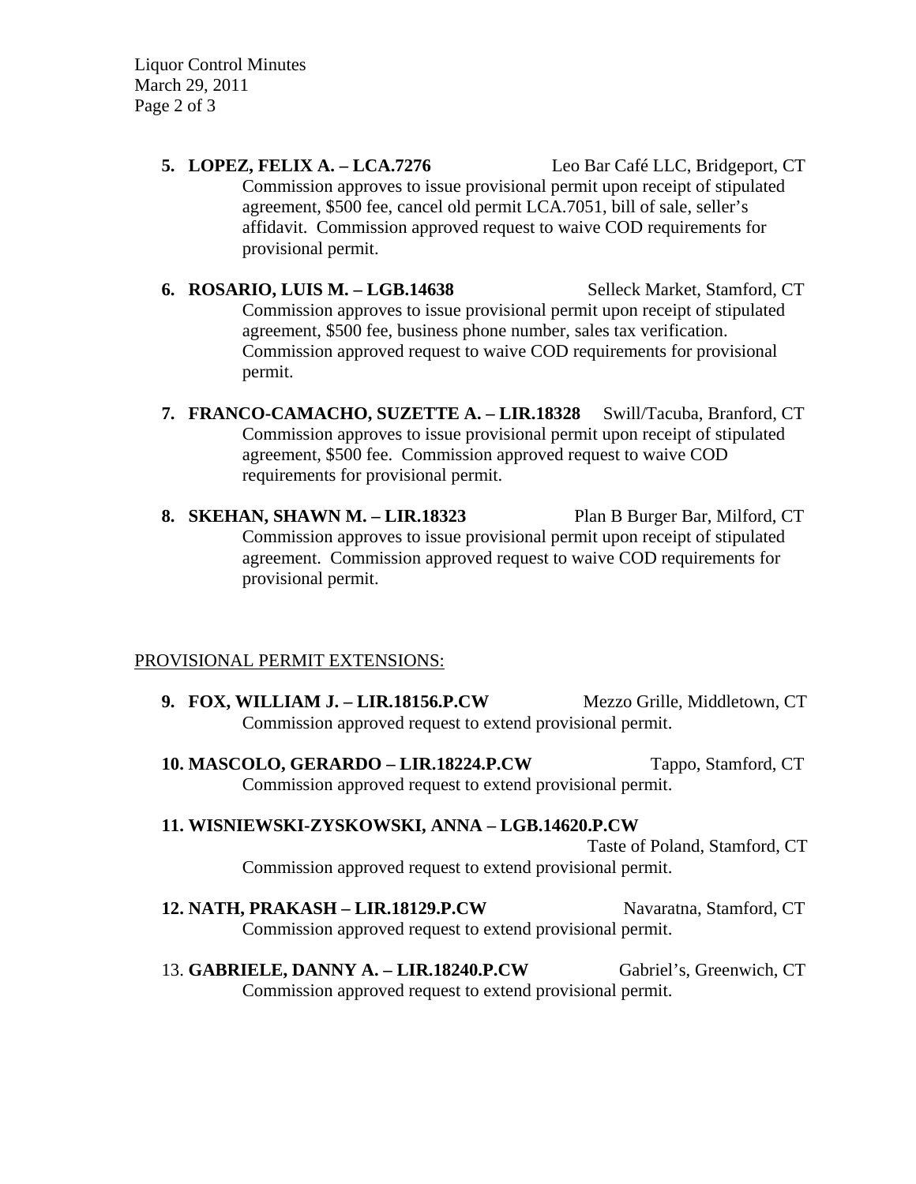5. **LOPEZ, FELIX A. – LCA.7276** Leo Bar Café LLC, Bridgeport, CT
   Commission approves to issue provisional permit upon receipt of stipulated agreement, $500 fee, cancel old permit LCA.7051, bill of sale, seller's affidavit. Commission approved request to waive COD requirements for provisional permit.

6. **ROSARIO, LUIS M. – LGB.14638** Selleck Market, Stamford, CT
   Commission approves to issue provisional permit upon receipt of stipulated agreement, $500 fee, business phone number, sales tax verification. Commission approved request to waive COD requirements for provisional permit.

7. **FRANCO-CAMACHO, SUZETTE A. – LIR.18328** Swill/Tacuba, Branford, CT
   Commission approves to issue provisional permit upon receipt of stipulated agreement, $500 fee. Commission approved request to waive COD requirements for provisional permit.

8. **SKEHAN, SHAWN M. – LIR.18323** Plan B Burger Bar, Milford, CT
   Commission approves to issue provisional permit upon receipt of stipulated agreement. Commission approved request to waive COD requirements for provisional permit.

PROVISIONAL PERMIT EXTENSIONS:

9. **FOX, WILLIAM J. – LIR.18156.P.CW** Mezzo Grille, Middletown, CT
   Commission approved request to extend provisional permit.

10. **MASCOLO, GERARDO – LIR.18224.P.CW** Tappo, Stamford, CT
    Commission approved request to extend provisional permit.

11. **WISNIEWSKI-ZYSKOWSKI, ANNA – LGB.14620.P.CW** Taste of Poland, Stamford, CT
    Commission approved request to extend provisional permit.

12. **NATH, PRAKASH – LIR.18129.P.CW** Navaratna, Stamford, CT
    Commission approved request to extend provisional permit.

13. **GABRIELE, DANNY A. – LIR.18240.P.CW** Gabriel's, Greenwich, CT
    Commission approved request to extend provisional permit.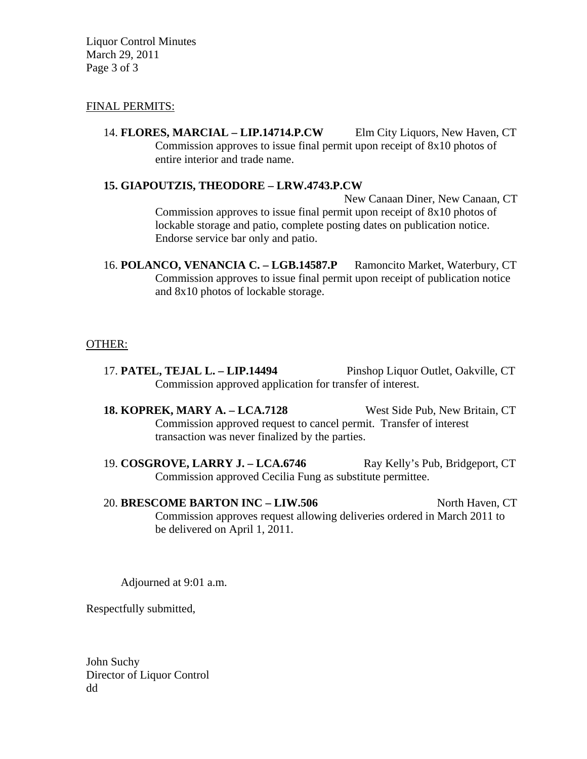FINAL PERMITS:

14. **FLORES, MARCIAL – LIP.14714.P.CW** Elm City Liquors, New Haven, CT
    Commission approves to issue final permit upon receipt of 8x10 photos of entire interior and trade name.

15. **GIAPOUTZIS, THEODORE – LRW.4743.P.CW** New Canaan Diner, New Canaan, CT
    Commission approves to issue final permit upon receipt of 8x10 photos of lockable storage and patio, complete posting dates on publication notice. Endorse service bar only and patio.

16. **POLANCO, VENANCIA C. – LGB.14587.P** Ramoncito Market, Waterbury, CT
    Commission approves to issue final permit upon receipt of publication notice and 8x10 photos of lockable storage.

OTHER:

17. **PATEL, TEJAL L. – LIP.14494** Pinshop Liquor Outlet, Oakville, CT
    Commission approved application for transfer of interest.

18. **KOPREK, MARY A. – LCA.7128** West Side Pub, New Britain, CT
    Commission approved request to cancel permit. Transfer of interest transaction was never finalized by the parties.

19. **COSGROVE, LARRY J. – LCA.6746** Ray Kelly's Pub, Bridgeport, CT
    Commission approved Cecilia Fung as substitute permittee.

20. **BRESCOME BARTON INC – LIW.506** North Haven, CT
    Commission approves request allowing deliveries ordered in March 2011 to be delivered on April 1, 2011.

Adjourned at 9:01 a.m.

Respectfully submitted,

John Suchy
Director of Liquor Control
dd